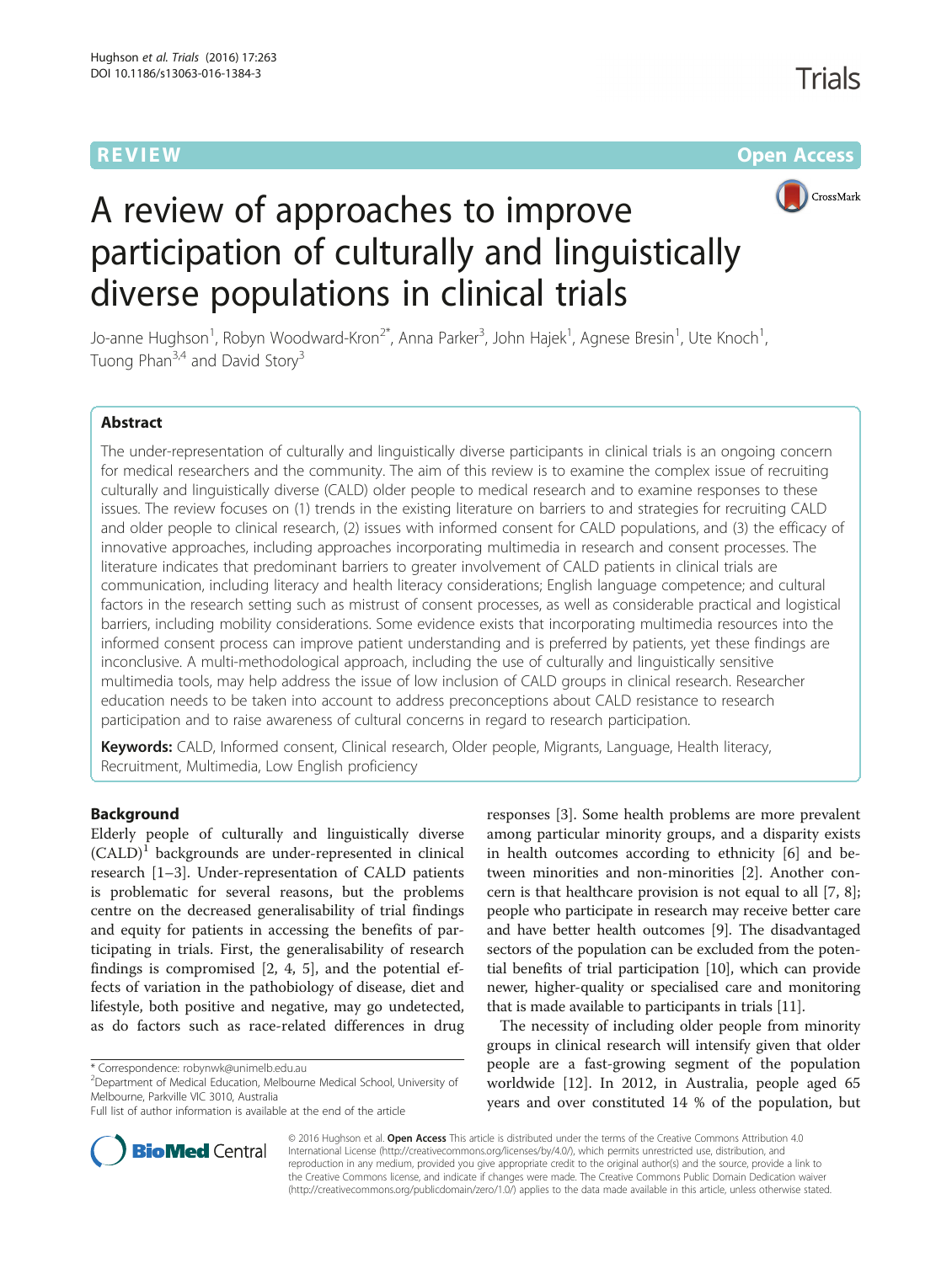REVIEW Open Access

# A review of approaches to improve participation of culturally and linguistically diverse populations in clinical trials

Jo-anne Hughson[1], Robyn Woodward-Kron[2*], Anna Parker[3], John Hajek[1], Agnese Bresin[1], Ute Knoch[1], Tuong Phan[3,4] and David Story[3]

## Abstract

The under-representation of culturally and linguistically diverse participants in clinical trials is an ongoing concern for medical researchers and the community. The aim of this review is to examine the complex issue of recruiting culturally and linguistically diverse (CALD) older people to medical research and to examine responses to these issues. The review focuses on (1) trends in the existing literature on barriers to and strategies for recruiting CALD and older people to clinical research, (2) issues with informed consent for CALD populations, and (3) the efficacy of innovative approaches, including approaches incorporating multimedia in research and consent processes. The literature indicates that predominant barriers to greater involvement of CALD patients in clinical trials are communication, including literacy and health literacy considerations; English language competence; and cultural factors in the research setting such as mistrust of consent processes, as well as considerable practical and logistical barriers, including mobility considerations. Some evidence exists that incorporating multimedia resources into the informed consent process can improve patient understanding and is preferred by patients, yet these findings are inconclusive. A multi-methodological approach, including the use of culturally and linguistically sensitive multimedia tools, may help address the issue of low inclusion of CALD groups in clinical research. Researcher education needs to be taken into account to address preconceptions about CALD resistance to research participation and to raise awareness of cultural concerns in regard to research participation.

**Keywords:** CALD, Informed consent, Clinical research, Older people, Migrants, Language, Health literacy, Recruitment, Multimedia, Low English proficiency

## Background

Elderly people of culturally and linguistically diverse (CALD)[1] backgrounds are under-represented in clinical research [1–3]. Under-representation of CALD patients is problematic for several reasons, but the problems centre on the decreased generalisability of trial findings and equity for patients in accessing the benefits of participating in trials. First, the generalisability of research findings is compromised [2, 4, 5], and the potential effects of variation in the pathobiology of disease, diet and lifestyle, both positive and negative, may go undetected, as do factors such as race-related differences in drug responses [3]. Some health problems are more prevalent among particular minority groups, and a disparity exists in health outcomes according to ethnicity [6] and between minorities and non-minorities [2]. Another concern is that healthcare provision is not equal to all [7, 8]; people who participate in research may receive better care and have better health outcomes [9]. The disadvantaged sectors of the population can be excluded from the potential benefits of trial participation [10], which can provide newer, higher-quality or specialised care and monitoring that is made available to participants in trials [11].

The necessity of including older people from minority groups in clinical research will intensify given that older people are a fast-growing segment of the population worldwide [12]. In 2012, in Australia, people aged 65 years and over constituted 14 % of the population, but

\* Correspondence: robynwk@unimelb.edu.au
[2]Department of Medical Education, Melbourne Medical School, University of Melbourne, Parkville VIC 3010, Australia
Full list of author information is available at the end of the article

© 2016 Hughson et al. **Open Access** This article is distributed under the terms of the Creative Commons Attribution 4.0 International License (http://creativecommons.org/licenses/by/4.0/), which permits unrestricted use, distribution, and reproduction in any medium, provided you give appropriate credit to the original author(s) and the source, provide a link to the Creative Commons license, and indicate if changes were made. The Creative Commons Public Domain Dedication waiver (http://creativecommons.org/publicdomain/zero/1.0/) applies to the data made available in this article, unless otherwise stated.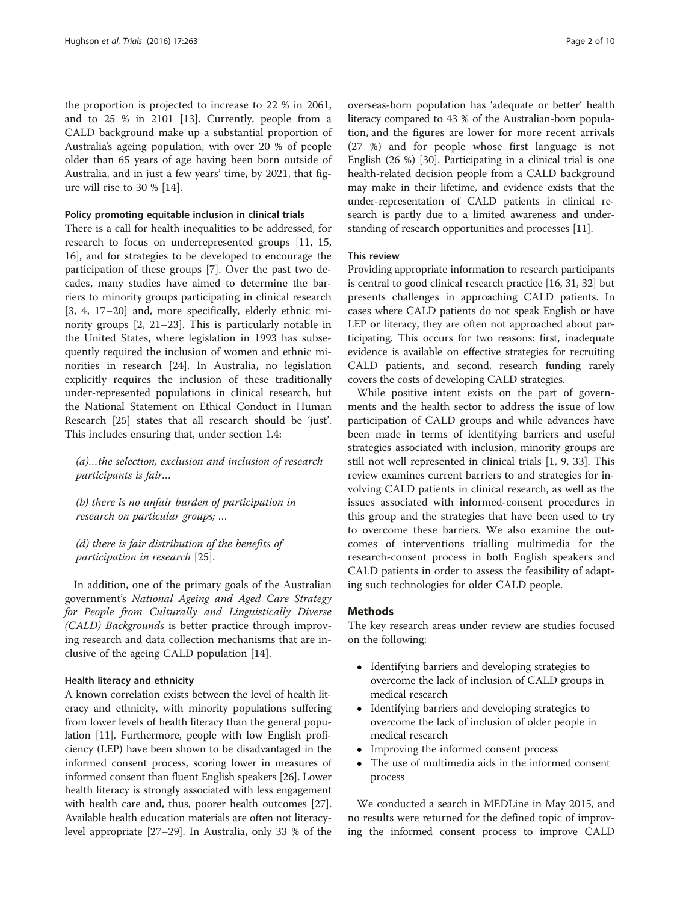the proportion is projected to increase to 22 % in 2061, and to 25 % in 2101 [13]. Currently, people from a CALD background make up a substantial proportion of Australia's ageing population, with over 20 % of people older than 65 years of age having been born outside of Australia, and in just a few years' time, by 2021, that figure will rise to 30 % [14].

### Policy promoting equitable inclusion in clinical trials

There is a call for health inequalities to be addressed, for research to focus on underrepresented groups [11, 15, 16], and for strategies to be developed to encourage the participation of these groups [7]. Over the past two decades, many studies have aimed to determine the barriers to minority groups participating in clinical research [3, 4, 17–20] and, more specifically, elderly ethnic minority groups [2, 21–23]. This is particularly notable in the United States, where legislation in 1993 has subsequently required the inclusion of women and ethnic minorities in research [24]. In Australia, no legislation explicitly requires the inclusion of these traditionally under-represented populations in clinical research, but the National Statement on Ethical Conduct in Human Research [25] states that all research should be 'just'. This includes ensuring that, under section 1.4:

> *(a)…the selection, exclusion and inclusion of research participants is fair…*
>
> *(b) there is no unfair burden of participation in research on particular groups; …*
>
> *(d) there is fair distribution of the benefits of participation in research* [25].

In addition, one of the primary goals of the Australian government's *National Ageing and Aged Care Strategy for People from Culturally and Linguistically Diverse (CALD) Backgrounds* is better practice through improving research and data collection mechanisms that are inclusive of the ageing CALD population [14].

### Health literacy and ethnicity

A known correlation exists between the level of health literacy and ethnicity, with minority populations suffering from lower levels of health literacy than the general population [11]. Furthermore, people with low English proficiency (LEP) have been shown to be disadvantaged in the informed consent process, scoring lower in measures of informed consent than fluent English speakers [26]. Lower health literacy is strongly associated with less engagement with health care and, thus, poorer health outcomes [27]. Available health education materials are often not literacy-level appropriate [27–29]. In Australia, only 33 % of the overseas-born population has 'adequate or better' health literacy compared to 43 % of the Australian-born population, and the figures are lower for more recent arrivals (27 %) and for people whose first language is not English (26 %) [30]. Participating in a clinical trial is one health-related decision people from a CALD background may make in their lifetime, and evidence exists that the under-representation of CALD patients in clinical research is partly due to a limited awareness and understanding of research opportunities and processes [11].

### This review

Providing appropriate information to research participants is central to good clinical research practice [16, 31, 32] but presents challenges in approaching CALD patients. In cases where CALD patients do not speak English or have LEP or literacy, they are often not approached about participating. This occurs for two reasons: first, inadequate evidence is available on effective strategies for recruiting CALD patients, and second, research funding rarely covers the costs of developing CALD strategies.

While positive intent exists on the part of governments and the health sector to address the issue of low participation of CALD groups and while advances have been made in terms of identifying barriers and useful strategies associated with inclusion, minority groups are still not well represented in clinical trials [1, 9, 33]. This review examines current barriers to and strategies for involving CALD patients in clinical research, as well as the issues associated with informed-consent procedures in this group and the strategies that have been used to try to overcome these barriers. We also examine the outcomes of interventions trialling multimedia for the research-consent process in both English speakers and CALD patients in order to assess the feasibility of adapting such technologies for older CALD people.

## Methods

The key research areas under review are studies focused on the following:

- Identifying barriers and developing strategies to overcome the lack of inclusion of CALD groups in medical research
- Identifying barriers and developing strategies to overcome the lack of inclusion of older people in medical research
- Improving the informed consent process
- The use of multimedia aids in the informed consent process

We conducted a search in MEDLine in May 2015, and no results were returned for the defined topic of improving the informed consent process to improve CALD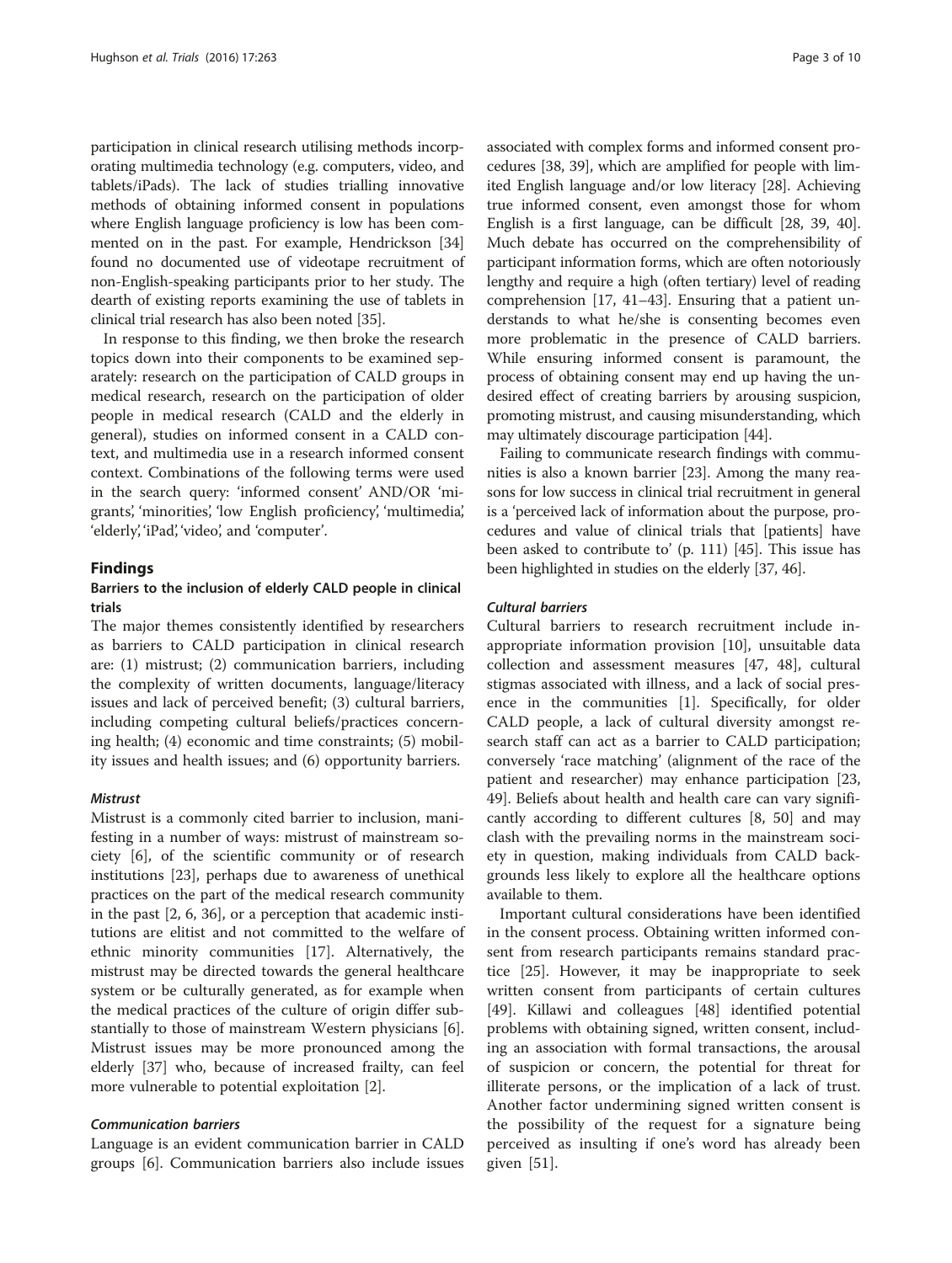participation in clinical research utilising methods incorporating multimedia technology (e.g. computers, video, and tablets/iPads). The lack of studies trialling innovative methods of obtaining informed consent in populations where English language proficiency is low has been commented on in the past. For example, Hendrickson [34] found no documented use of videotape recruitment of non-English-speaking participants prior to her study. The dearth of existing reports examining the use of tablets in clinical trial research has also been noted [35].

In response to this finding, we then broke the research topics down into their components to be examined separately: research on the participation of CALD groups in medical research, research on the participation of older people in medical research (CALD and the elderly in general), studies on informed consent in a CALD context, and multimedia use in a research informed consent context. Combinations of the following terms were used in the search query: 'informed consent' AND/OR 'migrants', 'minorities', 'low English proficiency', 'multimedia', 'elderly', 'iPad', 'video', and 'computer'.

## Findings

### Barriers to the inclusion of elderly CALD people in clinical trials

The major themes consistently identified by researchers as barriers to CALD participation in clinical research are: (1) mistrust; (2) communication barriers, including the complexity of written documents, language/literacy issues and lack of perceived benefit; (3) cultural barriers, including competing cultural beliefs/practices concerning health; (4) economic and time constraints; (5) mobility issues and health issues; and (6) opportunity barriers.

#### *Mistrust*

Mistrust is a commonly cited barrier to inclusion, manifesting in a number of ways: mistrust of mainstream society [6], of the scientific community or of research institutions [23], perhaps due to awareness of unethical practices on the part of the medical research community in the past [2, 6, 36], or a perception that academic institutions are elitist and not committed to the welfare of ethnic minority communities [17]. Alternatively, the mistrust may be directed towards the general healthcare system or be culturally generated, as for example when the medical practices of the culture of origin differ substantially to those of mainstream Western physicians [6]. Mistrust issues may be more pronounced among the elderly [37] who, because of increased frailty, can feel more vulnerable to potential exploitation [2].

#### *Communication barriers*

Language is an evident communication barrier in CALD groups [6]. Communication barriers also include issues associated with complex forms and informed consent procedures [38, 39], which are amplified for people with limited English language and/or low literacy [28]. Achieving true informed consent, even amongst those for whom English is a first language, can be difficult [28, 39, 40]. Much debate has occurred on the comprehensibility of participant information forms, which are often notoriously lengthy and require a high (often tertiary) level of reading comprehension [17, 41–43]. Ensuring that a patient understands to what he/she is consenting becomes even more problematic in the presence of CALD barriers. While ensuring informed consent is paramount, the process of obtaining consent may end up having the undesired effect of creating barriers by arousing suspicion, promoting mistrust, and causing misunderstanding, which may ultimately discourage participation [44].

Failing to communicate research findings with communities is also a known barrier [23]. Among the many reasons for low success in clinical trial recruitment in general is a 'perceived lack of information about the purpose, procedures and value of clinical trials that [patients] have been asked to contribute to' (p. 111) [45]. This issue has been highlighted in studies on the elderly [37, 46].

#### *Cultural barriers*

Cultural barriers to research recruitment include inappropriate information provision [10], unsuitable data collection and assessment measures [47, 48], cultural stigmas associated with illness, and a lack of social presence in the communities [1]. Specifically, for older CALD people, a lack of cultural diversity amongst research staff can act as a barrier to CALD participation; conversely 'race matching' (alignment of the race of the patient and researcher) may enhance participation [23, 49]. Beliefs about health and health care can vary significantly according to different cultures [8, 50] and may clash with the prevailing norms in the mainstream society in question, making individuals from CALD backgrounds less likely to explore all the healthcare options available to them.

Important cultural considerations have been identified in the consent process. Obtaining written informed consent from research participants remains standard practice [25]. However, it may be inappropriate to seek written consent from participants of certain cultures [49]. Killawi and colleagues [48] identified potential problems with obtaining signed, written consent, including an association with formal transactions, the arousal of suspicion or concern, the potential for threat for illiterate persons, or the implication of a lack of trust. Another factor undermining signed written consent is the possibility of the request for a signature being perceived as insulting if one's word has already been given [51].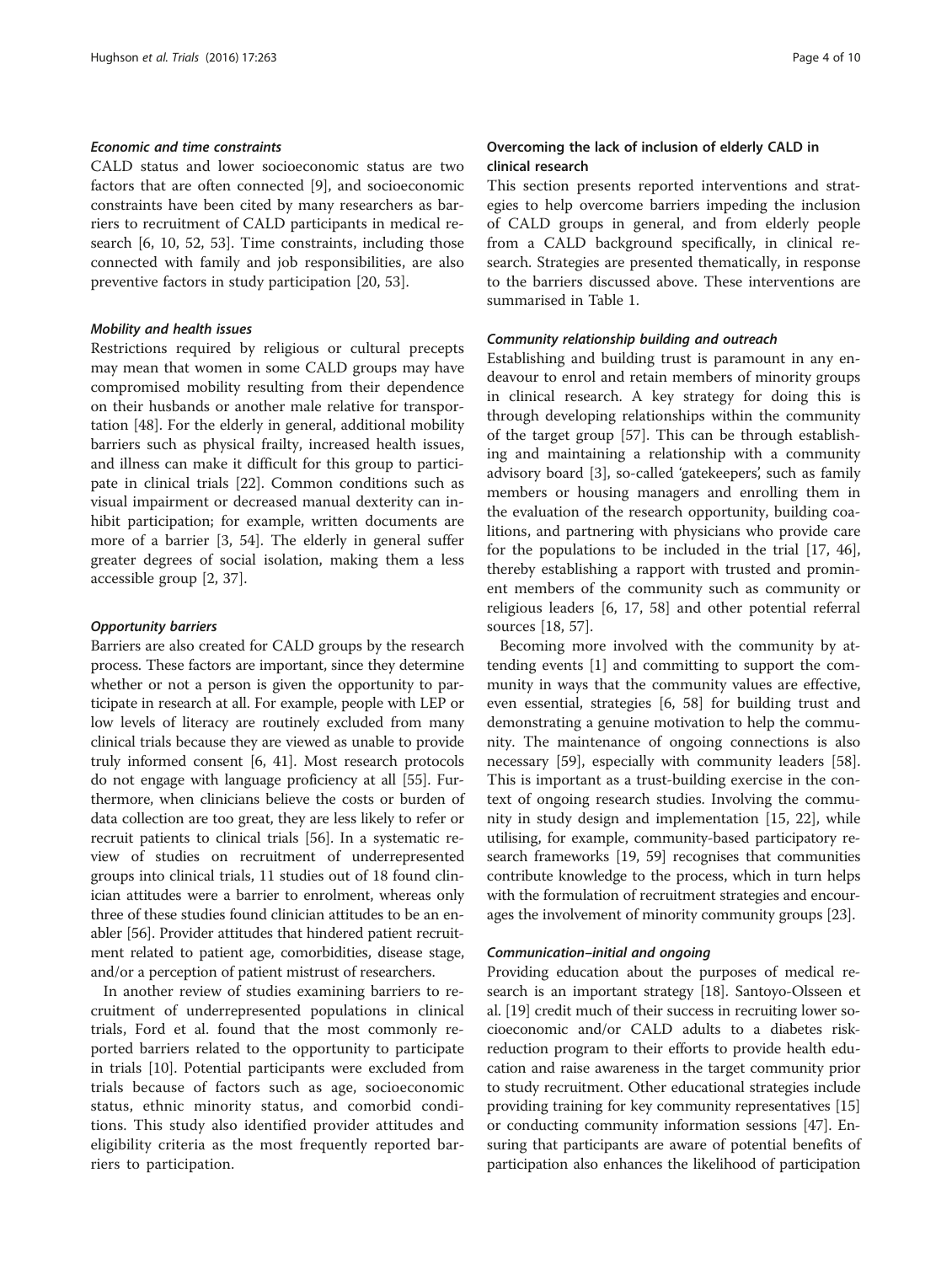#### *Economic and time constraints*

CALD status and lower socioeconomic status are two factors that are often connected [9], and socioeconomic constraints have been cited by many researchers as barriers to recruitment of CALD participants in medical research [6, 10, 52, 53]. Time constraints, including those connected with family and job responsibilities, are also preventive factors in study participation [20, 53].

#### *Mobility and health issues*

Restrictions required by religious or cultural precepts may mean that women in some CALD groups may have compromised mobility resulting from their dependence on their husbands or another male relative for transportation [48]. For the elderly in general, additional mobility barriers such as physical frailty, increased health issues, and illness can make it difficult for this group to participate in clinical trials [22]. Common conditions such as visual impairment or decreased manual dexterity can inhibit participation; for example, written documents are more of a barrier [3, 54]. The elderly in general suffer greater degrees of social isolation, making them a less accessible group [2, 37].

#### *Opportunity barriers*

Barriers are also created for CALD groups by the research process. These factors are important, since they determine whether or not a person is given the opportunity to participate in research at all. For example, people with LEP or low levels of literacy are routinely excluded from many clinical trials because they are viewed as unable to provide truly informed consent [6, 41]. Most research protocols do not engage with language proficiency at all [55]. Furthermore, when clinicians believe the costs or burden of data collection are too great, they are less likely to refer or recruit patients to clinical trials [56]. In a systematic review of studies on recruitment of underrepresented groups into clinical trials, 11 studies out of 18 found clinician attitudes were a barrier to enrolment, whereas only three of these studies found clinician attitudes to be an enabler [56]. Provider attitudes that hindered patient recruitment related to patient age, comorbidities, disease stage, and/or a perception of patient mistrust of researchers.

In another review of studies examining barriers to recruitment of underrepresented populations in clinical trials, Ford et al. found that the most commonly reported barriers related to the opportunity to participate in trials [10]. Potential participants were excluded from trials because of factors such as age, socioeconomic status, ethnic minority status, and comorbid conditions. This study also identified provider attitudes and eligibility criteria as the most frequently reported barriers to participation.

### Overcoming the lack of inclusion of elderly CALD in clinical research

This section presents reported interventions and strategies to help overcome barriers impeding the inclusion of CALD groups in general, and from elderly people from a CALD background specifically, in clinical research. Strategies are presented thematically, in response to the barriers discussed above. These interventions are summarised in Table 1.

#### *Community relationship building and outreach*

Establishing and building trust is paramount in any endeavour to enrol and retain members of minority groups in clinical research. A key strategy for doing this is through developing relationships within the community of the target group [57]. This can be through establishing and maintaining a relationship with a community advisory board [3], so-called 'gatekeepers', such as family members or housing managers and enrolling them in the evaluation of the research opportunity, building coalitions, and partnering with physicians who provide care for the populations to be included in the trial [17, 46], thereby establishing a rapport with trusted and prominent members of the community such as community or religious leaders [6, 17, 58] and other potential referral sources [18, 57].

Becoming more involved with the community by attending events [1] and committing to support the community in ways that the community values are effective, even essential, strategies [6, 58] for building trust and demonstrating a genuine motivation to help the community. The maintenance of ongoing connections is also necessary [59], especially with community leaders [58]. This is important as a trust-building exercise in the context of ongoing research studies. Involving the community in study design and implementation [15, 22], while utilising, for example, community-based participatory research frameworks [19, 59] recognises that communities contribute knowledge to the process, which in turn helps with the formulation of recruitment strategies and encourages the involvement of minority community groups [23].

#### *Communication–initial and ongoing*

Providing education about the purposes of medical research is an important strategy [18]. Santoyo-Olsseen et al. [19] credit much of their success in recruiting lower socioeconomic and/or CALD adults to a diabetes risk-reduction program to their efforts to provide health education and raise awareness in the target community prior to study recruitment. Other educational strategies include providing training for key community representatives [15] or conducting community information sessions [47]. Ensuring that participants are aware of potential benefits of participation also enhances the likelihood of participation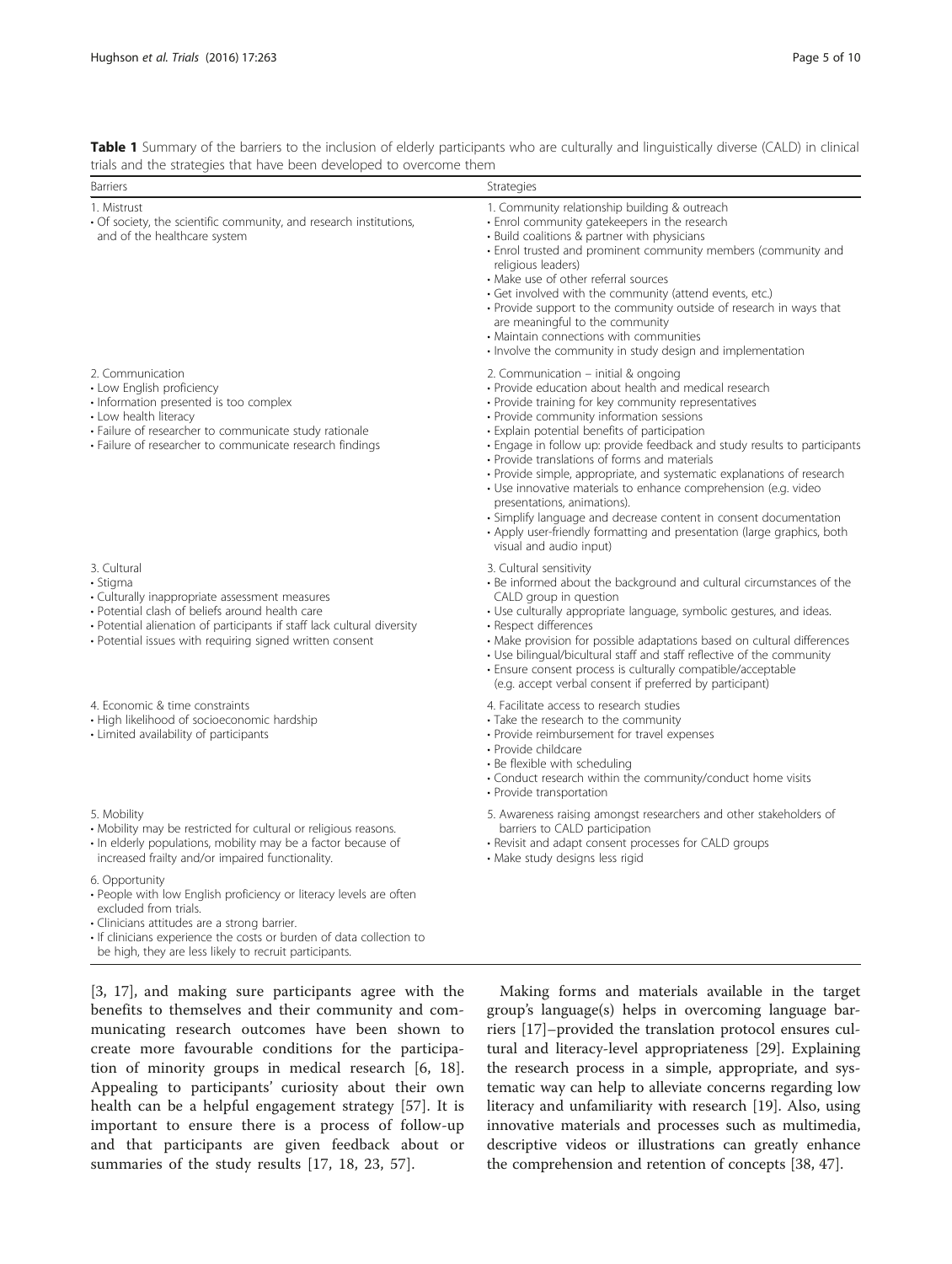**Table 1** Summary of the barriers to the inclusion of elderly participants who are culturally and linguistically diverse (CALD) in clinical trials and the strategies that have been developed to overcome them

| Barriers | Strategies |
| --- | --- |
| 1. Mistrust<br>• Of society, the scientific community, and research institutions, and of the healthcare system | 1. Community relationship building & outreach<br>• Enrol community gatekeepers in the research<br>• Build coalitions & partner with physicians<br>• Enrol trusted and prominent community members (community and religious leaders)<br>• Make use of other referral sources<br>• Get involved with the community (attend events, etc.)<br>• Provide support to the community outside of research in ways that are meaningful to the community<br>• Maintain connections with communities<br>• Involve the community in study design and implementation |
| 2. Communication<br>• Low English proficiency<br>• Information presented is too complex<br>• Low health literacy<br>• Failure of researcher to communicate study rationale<br>• Failure of researcher to communicate research findings | 2. Communication – initial & ongoing<br>• Provide education about health and medical research<br>• Provide training for key community representatives<br>• Provide community information sessions<br>• Explain potential benefits of participation<br>• Engage in follow up: provide feedback and study results to participants<br>• Provide translations of forms and materials<br>• Provide simple, appropriate, and systematic explanations of research<br>• Use innovative materials to enhance comprehension (e.g. video presentations, animations).<br>• Simplify language and decrease content in consent documentation<br>• Apply user-friendly formatting and presentation (large graphics, both visual and audio input) |
| 3. Cultural<br>• Stigma<br>• Culturally inappropriate assessment measures<br>• Potential clash of beliefs around health care<br>• Potential alienation of participants if staff lack cultural diversity<br>• Potential issues with requiring signed written consent | 3. Cultural sensitivity<br>• Be informed about the background and cultural circumstances of the CALD group in question<br>• Use culturally appropriate language, symbolic gestures, and ideas.<br>• Respect differences<br>• Make provision for possible adaptations based on cultural differences<br>• Use bilingual/bicultural staff and staff reflective of the community<br>• Ensure consent process is culturally compatible/acceptable (e.g. accept verbal consent if preferred by participant) |
| 4. Economic & time constraints<br>• High likelihood of socioeconomic hardship<br>• Limited availability of participants | 4. Facilitate access to research studies<br>• Take the research to the community<br>• Provide reimbursement for travel expenses<br>• Provide childcare<br>• Be flexible with scheduling<br>• Conduct research within the community/conduct home visits<br>• Provide transportation |
| 5. Mobility<br>• Mobility may be restricted for cultural or religious reasons.<br>• In elderly populations, mobility may be a factor because of increased frailty and/or impaired functionality. | 5. Awareness raising amongst researchers and other stakeholders of barriers to CALD participation<br>• Revisit and adapt consent processes for CALD groups<br>• Make study designs less rigid |
| 6. Opportunity<br>• People with low English proficiency or literacy levels are often excluded from trials.<br>• Clinicians attitudes are a strong barrier.<br>• If clinicians experience the costs or burden of data collection to be high, they are less likely to recruit participants. | |

[3, 17], and making sure participants agree with the benefits to themselves and their community and communicating research outcomes have been shown to create more favourable conditions for the participation of minority groups in medical research [6, 18]. Appealing to participants' curiosity about their own health can be a helpful engagement strategy [57]. It is important to ensure there is a process of follow-up and that participants are given feedback about or summaries of the study results [17, 18, 23, 57].

Making forms and materials available in the target group's language(s) helps in overcoming language barriers [17]–provided the translation protocol ensures cultural and literacy-level appropriateness [29]. Explaining the research process in a simple, appropriate, and systematic way can help to alleviate concerns regarding low literacy and unfamiliarity with research [19]. Also, using innovative materials and processes such as multimedia, descriptive videos or illustrations can greatly enhance the comprehension and retention of concepts [38, 47].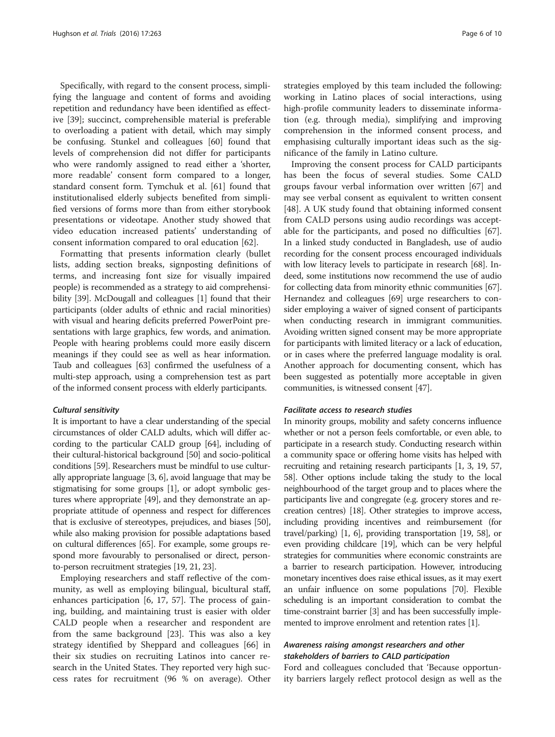Specifically, with regard to the consent process, simplifying the language and content of forms and avoiding repetition and redundancy have been identified as effective [39]; succinct, comprehensible material is preferable to overloading a patient with detail, which may simply be confusing. Stunkel and colleagues [60] found that levels of comprehension did not differ for participants who were randomly assigned to read either a 'shorter, more readable' consent form compared to a longer, standard consent form. Tymchuk et al. [61] found that institutionalised elderly subjects benefited from simplified versions of forms more than from either storybook presentations or videotape. Another study showed that video education increased patients' understanding of consent information compared to oral education [62].

Formatting that presents information clearly (bullet lists, adding section breaks, signposting definitions of terms, and increasing font size for visually impaired people) is recommended as a strategy to aid comprehensibility [39]. McDougall and colleagues [1] found that their participants (older adults of ethnic and racial minorities) with visual and hearing deficits preferred PowerPoint presentations with large graphics, few words, and animation. People with hearing problems could more easily discern meanings if they could see as well as hear information. Taub and colleagues [63] confirmed the usefulness of a multi-step approach, using a comprehension test as part of the informed consent process with elderly participants.

#### *Cultural sensitivity*

It is important to have a clear understanding of the special circumstances of older CALD adults, which will differ according to the particular CALD group [64], including of their cultural-historical background [50] and socio-political conditions [59]. Researchers must be mindful to use culturally appropriate language [3, 6], avoid language that may be stigmatising for some groups [1], or adopt symbolic gestures where appropriate [49], and they demonstrate an appropriate attitude of openness and respect for differences that is exclusive of stereotypes, prejudices, and biases [50], while also making provision for possible adaptations based on cultural differences [65]. For example, some groups respond more favourably to personalised or direct, person-to-person recruitment strategies [19, 21, 23].

Employing researchers and staff reflective of the community, as well as employing bilingual, bicultural staff, enhances participation [6, 17, 57]. The process of gaining, building, and maintaining trust is easier with older CALD people when a researcher and respondent are from the same background [23]. This was also a key strategy identified by Sheppard and colleagues [66] in their six studies on recruiting Latinos into cancer research in the United States. They reported very high success rates for recruitment (96 % on average). Other strategies employed by this team included the following: working in Latino places of social interactions, using high-profile community leaders to disseminate information (e.g. through media), simplifying and improving comprehension in the informed consent process, and emphasising culturally important ideas such as the significance of the family in Latino culture.

Improving the consent process for CALD participants has been the focus of several studies. Some CALD groups favour verbal information over written [67] and may see verbal consent as equivalent to written consent [48]. A UK study found that obtaining informed consent from CALD persons using audio recordings was acceptable for the participants, and posed no difficulties [67]. In a linked study conducted in Bangladesh, use of audio recording for the consent process encouraged individuals with low literacy levels to participate in research [68]. Indeed, some institutions now recommend the use of audio for collecting data from minority ethnic communities [67]. Hernandez and colleagues [69] urge researchers to consider employing a waiver of signed consent of participants when conducting research in immigrant communities. Avoiding written signed consent may be more appropriate for participants with limited literacy or a lack of education, or in cases where the preferred language modality is oral. Another approach for documenting consent, which has been suggested as potentially more acceptable in given communities, is witnessed consent [47].

#### *Facilitate access to research studies*

In minority groups, mobility and safety concerns influence whether or not a person feels comfortable, or even able, to participate in a research study. Conducting research within a community space or offering home visits has helped with recruiting and retaining research participants [1, 3, 19, 57, 58]. Other options include taking the study to the local neighbourhood of the target group and to places where the participants live and congregate (e.g. grocery stores and recreation centres) [18]. Other strategies to improve access, including providing incentives and reimbursement (for travel/parking) [1, 6], providing transportation [19, 58], or even providing childcare [19], which can be very helpful strategies for communities where economic constraints are a barrier to research participation. However, introducing monetary incentives does raise ethical issues, as it may exert an unfair influence on some populations [70]. Flexible scheduling is an important consideration to combat the time-constraint barrier [3] and has been successfully implemented to improve enrolment and retention rates [1].

#### *Awareness raising amongst researchers and other stakeholders of barriers to CALD participation*

Ford and colleagues concluded that 'Because opportunity barriers largely reflect protocol design as well as the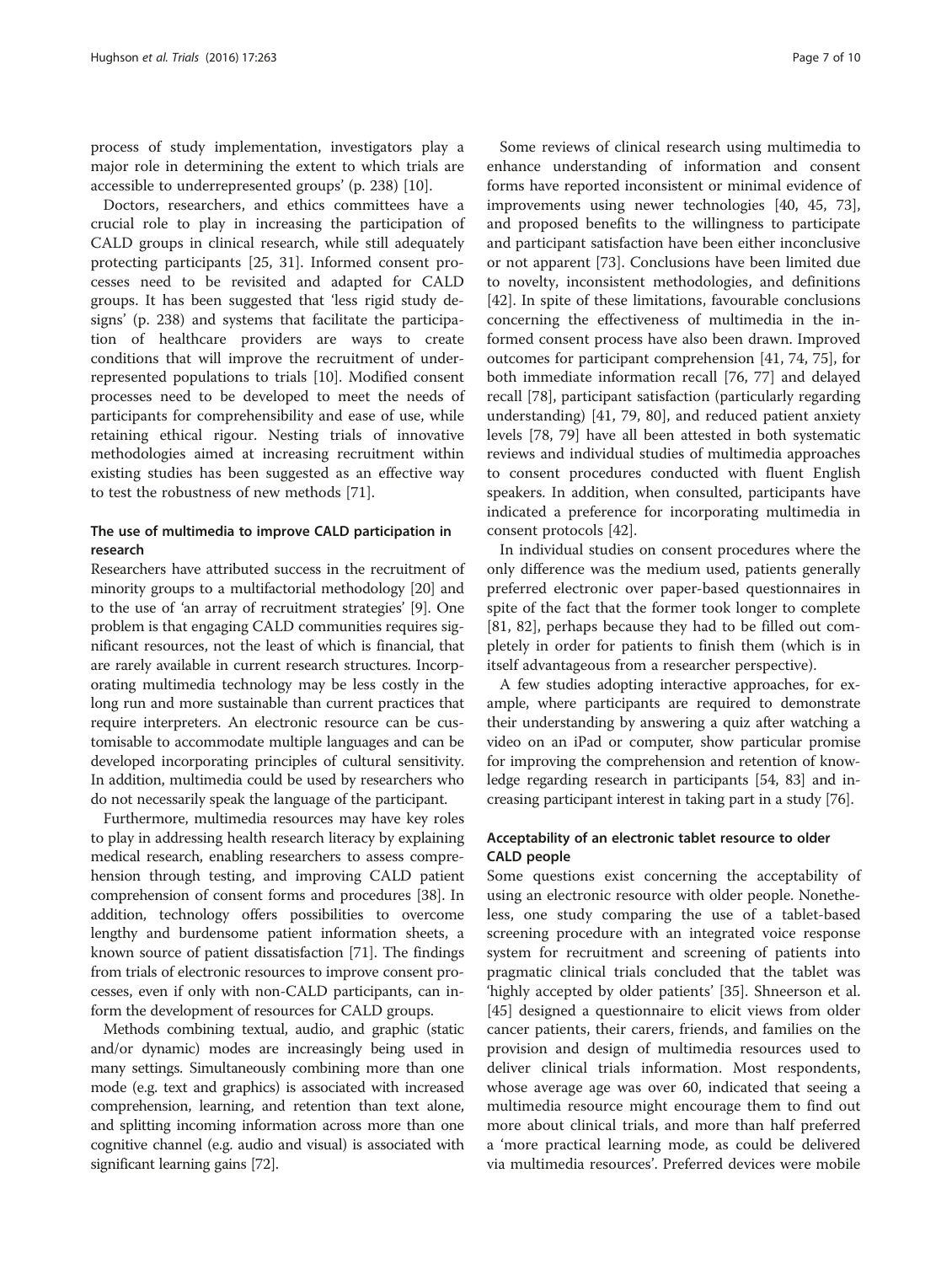process of study implementation, investigators play a major role in determining the extent to which trials are accessible to underrepresented groups' (p. 238) [10].

Doctors, researchers, and ethics committees have a crucial role to play in increasing the participation of CALD groups in clinical research, while still adequately protecting participants [25, 31]. Informed consent processes need to be revisited and adapted for CALD groups. It has been suggested that 'less rigid study designs' (p. 238) and systems that facilitate the participation of healthcare providers are ways to create conditions that will improve the recruitment of underrepresented populations to trials [10]. Modified consent processes need to be developed to meet the needs of participants for comprehensibility and ease of use, while retaining ethical rigour. Nesting trials of innovative methodologies aimed at increasing recruitment within existing studies has been suggested as an effective way to test the robustness of new methods [71].

### The use of multimedia to improve CALD participation in research

Researchers have attributed success in the recruitment of minority groups to a multifactorial methodology [20] and to the use of 'an array of recruitment strategies' [9]. One problem is that engaging CALD communities requires significant resources, not the least of which is financial, that are rarely available in current research structures. Incorporating multimedia technology may be less costly in the long run and more sustainable than current practices that require interpreters. An electronic resource can be customisable to accommodate multiple languages and can be developed incorporating principles of cultural sensitivity. In addition, multimedia could be used by researchers who do not necessarily speak the language of the participant.

Furthermore, multimedia resources may have key roles to play in addressing health research literacy by explaining medical research, enabling researchers to assess comprehension through testing, and improving CALD patient comprehension of consent forms and procedures [38]. In addition, technology offers possibilities to overcome lengthy and burdensome patient information sheets, a known source of patient dissatisfaction [71]. The findings from trials of electronic resources to improve consent processes, even if only with non-CALD participants, can inform the development of resources for CALD groups.

Methods combining textual, audio, and graphic (static and/or dynamic) modes are increasingly being used in many settings. Simultaneously combining more than one mode (e.g. text and graphics) is associated with increased comprehension, learning, and retention than text alone, and splitting incoming information across more than one cognitive channel (e.g. audio and visual) is associated with significant learning gains [72].

Some reviews of clinical research using multimedia to enhance understanding of information and consent forms have reported inconsistent or minimal evidence of improvements using newer technologies [40, 45, 73], and proposed benefits to the willingness to participate and participant satisfaction have been either inconclusive or not apparent [73]. Conclusions have been limited due to novelty, inconsistent methodologies, and definitions [42]. In spite of these limitations, favourable conclusions concerning the effectiveness of multimedia in the informed consent process have also been drawn. Improved outcomes for participant comprehension [41, 74, 75], for both immediate information recall [76, 77] and delayed recall [78], participant satisfaction (particularly regarding understanding) [41, 79, 80], and reduced patient anxiety levels [78, 79] have all been attested in both systematic reviews and individual studies of multimedia approaches to consent procedures conducted with fluent English speakers. In addition, when consulted, participants have indicated a preference for incorporating multimedia in consent protocols [42].

In individual studies on consent procedures where the only difference was the medium used, patients generally preferred electronic over paper-based questionnaires in spite of the fact that the former took longer to complete [81, 82], perhaps because they had to be filled out completely in order for patients to finish them (which is in itself advantageous from a researcher perspective).

A few studies adopting interactive approaches, for example, where participants are required to demonstrate their understanding by answering a quiz after watching a video on an iPad or computer, show particular promise for improving the comprehension and retention of knowledge regarding research in participants [54, 83] and increasing participant interest in taking part in a study [76].

### Acceptability of an electronic tablet resource to older CALD people

Some questions exist concerning the acceptability of using an electronic resource with older people. Nonetheless, one study comparing the use of a tablet-based screening procedure with an integrated voice response system for recruitment and screening of patients into pragmatic clinical trials concluded that the tablet was 'highly accepted by older patients' [35]. Shneerson et al. [45] designed a questionnaire to elicit views from older cancer patients, their carers, friends, and families on the provision and design of multimedia resources used to deliver clinical trials information. Most respondents, whose average age was over 60, indicated that seeing a multimedia resource might encourage them to find out more about clinical trials, and more than half preferred a 'more practical learning mode, as could be delivered via multimedia resources'. Preferred devices were mobile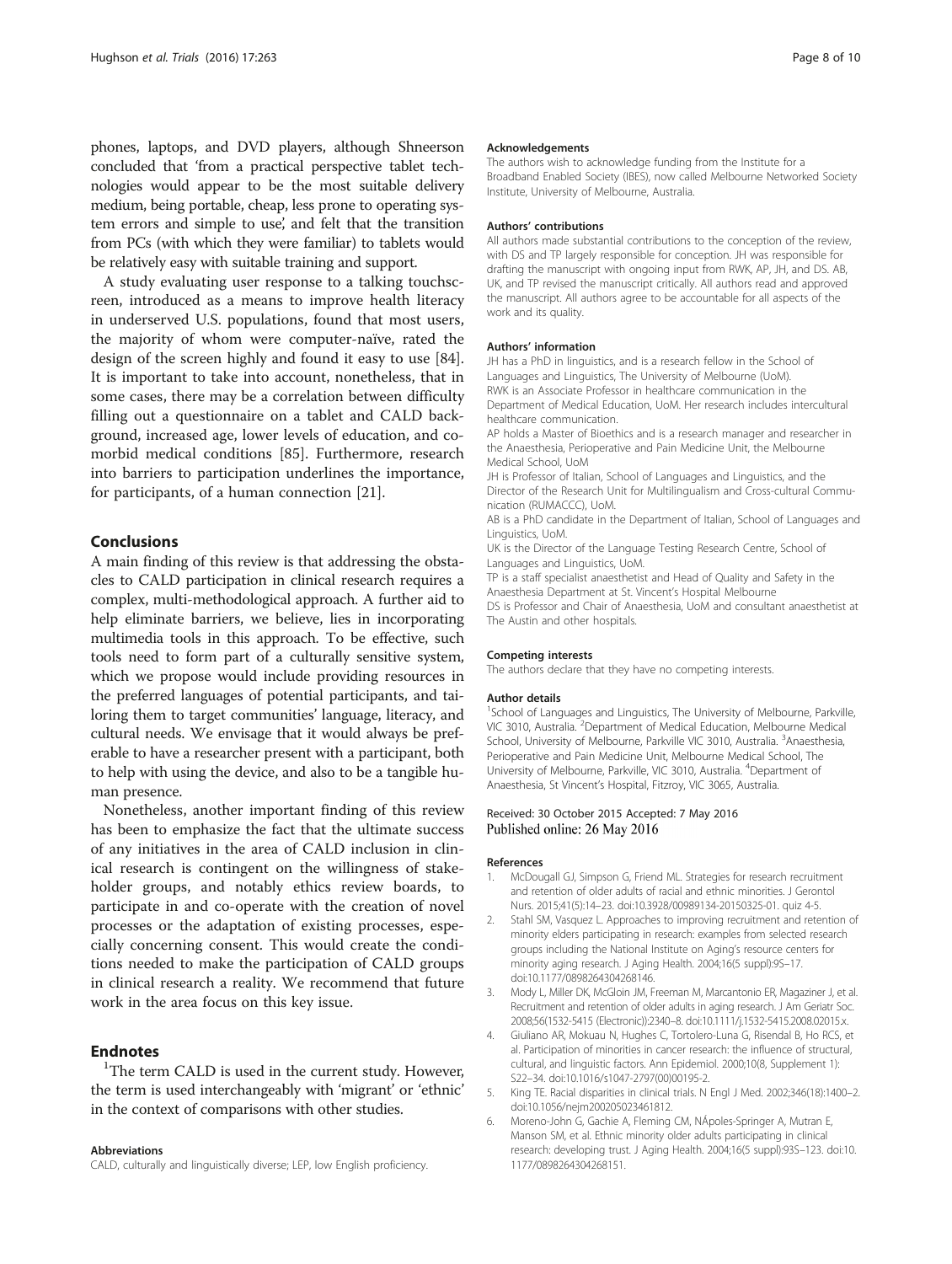phones, laptops, and DVD players, although Shneerson concluded that 'from a practical perspective tablet technologies would appear to be the most suitable delivery medium, being portable, cheap, less prone to operating system errors and simple to use', and felt that the transition from PCs (with which they were familiar) to tablets would be relatively easy with suitable training and support.

A study evaluating user response to a talking touchscreen, introduced as a means to improve health literacy in underserved U.S. populations, found that most users, the majority of whom were computer-naïve, rated the design of the screen highly and found it easy to use [84]. It is important to take into account, nonetheless, that in some cases, there may be a correlation between difficulty filling out a questionnaire on a tablet and CALD background, increased age, lower levels of education, and co-morbid medical conditions [85]. Furthermore, research into barriers to participation underlines the importance, for participants, of a human connection [21].

## Conclusions

A main finding of this review is that addressing the obstacles to CALD participation in clinical research requires a complex, multi-methodological approach. A further aid to help eliminate barriers, we believe, lies in incorporating multimedia tools in this approach. To be effective, such tools need to form part of a culturally sensitive system, which we propose would include providing resources in the preferred languages of potential participants, and tailoring them to target communities' language, literacy, and cultural needs. We envisage that it would always be preferable to have a researcher present with a participant, both to help with using the device, and also to be a tangible human presence.

Nonetheless, another important finding of this review has been to emphasize the fact that the ultimate success of any initiatives in the area of CALD inclusion in clinical research is contingent on the willingness of stakeholder groups, and notably ethics review boards, to participate in and co-operate with the creation of novel processes or the adaptation of existing processes, especially concerning consent. This would create the conditions needed to make the participation of CALD groups in clinical research a reality. We recommend that future work in the area focus on this key issue.

## Endnotes

[1]The term CALD is used in the current study. However, the term is used interchangeably with 'migrant' or 'ethnic' in the context of comparisons with other studies.

### Abbreviations

CALD, culturally and linguistically diverse; LEP, low English proficiency.

### Acknowledgements

The authors wish to acknowledge funding from the Institute for a Broadband Enabled Society (IBES), now called Melbourne Networked Society Institute, University of Melbourne, Australia.

### Authors' contributions

All authors made substantial contributions to the conception of the review, with DS and TP largely responsible for conception. JH was responsible for drafting the manuscript with ongoing input from RWK, AP, JH, and DS. AB, UK, and TP revised the manuscript critically. All authors read and approved the manuscript. All authors agree to be accountable for all aspects of the work and its quality.

### Authors' information

JH has a PhD in linguistics, and is a research fellow in the School of Languages and Linguistics, The University of Melbourne (UoM).
RWK is an Associate Professor in healthcare communication in the Department of Medical Education, UoM. Her research includes intercultural healthcare communication.
AP holds a Master of Bioethics and is a research manager and researcher in the Anaesthesia, Perioperative and Pain Medicine Unit, the Melbourne Medical School, UoM
JH is Professor of Italian, School of Languages and Linguistics, and the Director of the Research Unit for Multilingualism and Cross-cultural Communication (RUMACCC), UoM.
AB is a PhD candidate in the Department of Italian, School of Languages and Linguistics, UoM.
UK is the Director of the Language Testing Research Centre, School of Languages and Linguistics, UoM.
TP is a staff specialist anaesthetist and Head of Quality and Safety in the Anaesthesia Department at St. Vincent's Hospital Melbourne
DS is Professor and Chair of Anaesthesia, UoM and consultant anaesthetist at The Austin and other hospitals.

### Competing interests

The authors declare that they have no competing interests.

### Author details

[1]School of Languages and Linguistics, The University of Melbourne, Parkville, VIC 3010, Australia. [2]Department of Medical Education, Melbourne Medical School, University of Melbourne, Parkville VIC 3010, Australia. [3]Anaesthesia, Perioperative and Pain Medicine Unit, Melbourne Medical School, The University of Melbourne, Parkville, VIC 3010, Australia. [4]Department of Anaesthesia, St Vincent's Hospital, Fitzroy, VIC 3065, Australia.

Received: 30 October 2015 Accepted: 7 May 2016
Published online: 26 May 2016

### References

1. McDougall GJ, Simpson G, Friend ML. Strategies for research recruitment and retention of older adults of racial and ethnic minorities. J Gerontol Nurs. 2015;41(5):14–23. doi:10.3928/00989134-20150325-01. quiz 4-5.
2. Stahl SM, Vasquez L. Approaches to improving recruitment and retention of minority elders participating in research: examples from selected research groups including the National Institute on Aging's resource centers for minority aging research. J Aging Health. 2004;16(5 suppl):9S–17. doi:10.1177/0898264304268146.
3. Mody L, Miller DK, McGloin JM, Freeman M, Marcantonio ER, Magaziner J, et al. Recruitment and retention of older adults in aging research. J Am Geriatr Soc. 2008;56(1532-5415 (Electronic)):2340–8. doi:10.1111/j.1532-5415.2008.02015.x.
4. Giuliano AR, Mokuau N, Hughes C, Tortolero-Luna G, Risendal B, Ho RCS, et al. Participation of minorities in cancer research: the influence of structural, cultural, and linguistic factors. Ann Epidemiol. 2000;10(8, Supplement 1): S22–34. doi:10.1016/s1047-2797(00)00195-2.
5. King TE. Racial disparities in clinical trials. N Engl J Med. 2002;346(18):1400–2. doi:10.1056/nejm200205023461812.
6. Moreno-John G, Gachie A, Fleming CM, NÁpoles-Springer A, Mutran E, Manson SM, et al. Ethnic minority older adults participating in clinical research: developing trust. J Aging Health. 2004;16(5 suppl):93S–123. doi:10.1177/0898264304268151.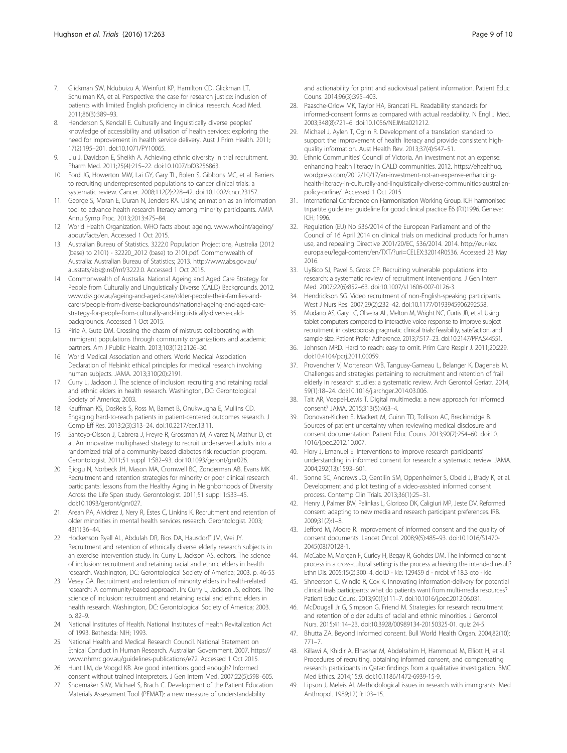7. Glickman SW, Ndubuizu A, Weinfurt KP, Hamilton CD, Glickman LT, Schulman KA, et al. Perspective: the case for research justice: inclusion of patients with limited English proficiency in clinical research. Acad Med. 2011;86(3):389–93.
8. Henderson S, Kendall E. Culturally and linguistically diverse peoples' knowledge of accessibility and utilisation of health services: exploring the need for improvement in health service delivery. Aust J Prim Health. 2011; 17(2):195–201. doi:10.1071/PY10065.
9. Liu J, Davidson E, Sheikh A. Achieving ethnic diversity in trial recruitment. Pharm Med. 2011;25(4):215–22. doi:10.1007/bf03256863.
10. Ford JG, Howerton MW, Lai GY, Gary TL, Bolen S, Gibbons MC, et al. Barriers to recruiting underrepresented populations to cancer clinical trials: a systematic review. Cancer. 2008;112(2):228–42. doi:10.1002/cncr.23157.
11. George S, Moran E, Duran N, Jenders RA. Using animation as an information tool to advance health research literacy among minority participants. AMIA Annu Symp Proc. 2013;2013:475–84.
12. World Health Organization. WHO facts about ageing. www.who.int/ageing/about/facts/en. Accessed 1 Oct 2015.
13. Australian Bureau of Statistics. 3222.0 Population Projections, Australia (2012 (base) to 2101) - 32220_2012 (base) to 2101.pdf. Commonwealth of Australia: Australian Bureau of Statistics; 2013. http://www.abs.gov.au/ausstats/abs@.nsf/mf/3222.0. Accessed 1 Oct 2015.
14. Commonwealth of Australia. National Ageing and Aged Care Strategy for People from Culturally and Linguistically Diverse (CALD) Backgrounds. 2012. www.dss.gov.au/ageing-and-aged-care/older-people-their-families-and-carers/people-from-diverse-backgrounds/national-ageing-and-aged-care-strategy-for-people-from-culturally-and-linguistically-diverse-cald-backgrounds. Accessed 1 Oct 2015.
15. Pirie A, Gute DM. Crossing the chasm of mistrust: collaborating with immigrant populations through community organizations and academic partners. Am J Public Health. 2013;103(12):2126–30.
16. World Medical Association and others. World Medical Association Declaration of Helsinki: ethical principles for medical research involving human subjects. JAMA. 2013;310(20):2191.
17. Curry L, Jackson J. The science of inclusion: recruiting and retaining racial and ethnic elders in health research. Washington, DC: Gerontological Society of America; 2003.
18. Kauffman KS, DosReis S, Ross M, Barnet B, Onukwugha E, Mullins CD. Engaging hard-to-reach patients in patient-centered outcomes research. J Comp Eff Res. 2013;2(3):313–24. doi:10.2217/cer.13.11.
19. Santoyo-Olsson J, Cabrera J, Freyre R, Grossman M, Alvarez N, Mathur D, et al. An innovative multiphased strategy to recruit underserved adults into a randomized trial of a community-based diabetes risk reduction program. Gerontologist. 2011;51 suppl 1:S82–93. doi:10.1093/geront/gnr026.
20. Ejiogu N, Norbeck JH, Mason MA, Cromwell BC, Zonderman AB, Evans MK. Recruitment and retention strategies for minority or poor clinical research participants: lessons from the Healthy Aging in Neighborhoods of Diversity Across the Life Span study. Gerontologist. 2011;51 suppl 1:S33–45. doi:10.1093/geront/gnr027.
21. Arean PA, Alvidrez J, Nery R, Estes C, Linkins K. Recruitment and retention of older minorities in mental health services research. Gerontologist. 2003; 43(1):36–44.
22. Hockenson Ryall AL, Abdulah DR, Rios DA, Hausdorff JM, Wei JY. Recruitment and retention of ethnically diverse elderly research subjects in an exercise intervention study. In: Curry L, Jackson AS, editors. The science of inclusion: recruitment and retaining racial and ethnic elders in health research. Washington, DC: Gerontological Society of America; 2003. p. 46-55
23. Vesey GA. Recruitment and retention of minority elders in health-related research: A community-based approach. In: Curry L, Jackson JS, editors. The science of inclusion: recruitment and retaining racial and ethnic elders in health research. Washington, DC: Gerontological Society of America; 2003. p. 82–9.
24. National Institutes of Health. National Institutes of Health Revitalization Act of 1993. Bethesda: NIH; 1993.
25. National Health and Medical Research Council. National Statement on Ethical Conduct in Human Research. Australian Government. 2007. https://www.nhmrc.gov.au/guidelines-publications/e72. Accessed 1 Oct 2015.
26. Hunt LM, de Voogd KB. Are good intentions good enough? Informed consent without trained interpreters. J Gen Intern Med. 2007;22(5):598–605.
27. Shoemaker SJW, Michael S, Brach C. Development of the Patient Education Materials Assessment Tool (PEMAT): a new measure of understandability and actionability for print and audiovisual patient information. Patient Educ Couns. 2014;96(3):395–403.
28. Paasche-Orlow MK, Taylor HA, Brancati FL. Readability standards for informed-consent forms as compared with actual readability. N Engl J Med. 2003;348(8):721–6. doi:10.1056/NEJMsa021212.
29. Michael J, Aylen T, Ogrin R. Development of a translation standard to support the improvement of health literacy and provide consistent high-quality information. Aust Health Rev. 2013;37(4):547–51.
30. Ethnic Communities' Council of Victoria. An investment not an expense: enhancing health literacy in CALD communities. 2012. https://ehealthuq.wordpress.com/2012/10/17/an-investment-not-an-expense-enhancing-health-literacy-in-culturally-and-linguistically-diverse-communities-australian-policy-online/. Accessed 1 Oct 2015
31. International Conference on Harmonisation Working Group. ICH harmonised tripartite guideline: guideline for good clinical practice E6 (R1)1996. Geneva: ICH; 1996.
32. Regulation (EU) No 536/2014 of the European Parliament and of the Council of 16 April 2014 on clinical trials on medicinal products for human use, and repealing Directive 2001/20/EC, 536/2014. 2014. http://eur-lex.europa.eu/legal-content/en/TXT/?uri=CELEX:32014R0536. Accessed 23 May 2016.
33. UyBico SJ, Pavel S, Gross CP. Recruiting vulnerable populations into research: a systematic review of recruitment interventions. J Gen Intern Med. 2007;22(6):852–63. doi:10.1007/s11606-007-0126-3.
34. Hendrickson SG. Video recruitment of non-English-speaking participants. West J Nurs Res. 2007;29(2):232–42. doi:10.1177/0193945906292558.
35. Mudano AS, Gary LC, Oliveira AL, Melton M, Wright NC, Curtis JR, et al. Using tablet computers compared to interactive voice response to improve subject recruitment in osteoporosis pragmatic clinical trials: feasibility, satisfaction, and sample size. Patient Prefer Adherence. 2013;7:517–23. doi:10.2147/PPA.S44551.
36. Johnson MRD. Hard to reach: easy to omit. Prim Care Respir J. 2011;20:229. doi:10.4104/pcrj.2011.00059.
37. Provencher V, Mortenson WB, Tanguay-Garneau L, Belanger K, Dagenais M. Challenges and strategies pertaining to recruitment and retention of frail elderly in research studies: a systematic review. Arch Gerontol Geriatr. 2014; 59(1):18–24. doi:10.1016/j.archger.2014.03.006.
38. Tait AR, Voepel-Lewis T. Digital multimedia: a new approach for informed consent? JAMA. 2015;313(5):463–4.
39. Donovan-Kicken E, Mackert M, Guinn TD, Tollison AC, Breckinridge B. Sources of patient uncertainty when reviewing medical disclosure and consent documentation. Patient Educ Couns. 2013;90(2):254–60. doi:10.1016/j.pec.2012.10.007.
40. Flory J, Emanuel E. Interventions to improve research participants' understanding in informed consent for research: a systematic review. JAMA. 2004;292(13):1593–601.
41. Sonne SC, Andrews JO, Gentilin SM, Oppenheimer S, Obeid J, Brady K, et al. Development and pilot testing of a video-assisted informed consent process. Contemp Clin Trials. 2013;36(1):25–31.
42. Henry J, Palmer BW, Palinkas L, Glorioso DK, Caligiuri MP, Jeste DV. Reformed consent: adapting to new media and research participant preferences. IRB. 2009;31(2):1–8.
43. Jefford M, Moore R. Improvement of informed consent and the quality of consent documents. Lancet Oncol. 2008;9(5):485–93. doi:10.1016/S1470-2045(08)70128-1.
44. McCabe M, Morgan F, Curley H, Begay R, Gohdes DM. The informed consent process in a cross-cultural setting: is the process achieving the intended result? Ethn Dis. 2005;15(2):300–4. doi:D - kie: 129459 d - nrcbl: vf 18.3 oto - kie.
45. Shneerson C, Windle R, Cox K. Innovating information-delivery for potential clinical trials participants: what do patients want from multi-media resources? Patient Educ Couns. 2013;90(1):111–7. doi:10.1016/j.pec.2012.06.031.
46. McDougall Jr G, Simpson G, Friend M. Strategies for research recruitment and retention of older adults of racial and ethnic minorities. J Gerontol Nurs. 2015;41:14–23. doi:10.3928/00989134-20150325-01. quiz 24-5.
47. Bhutta ZA. Beyond informed consent. Bull World Health Organ. 2004;82(10): 771–7.
48. Killawi A, Khidir A, Elnashar M, Abdelrahim H, Hammoud M, Elliott H, et al. Procedures of recruiting, obtaining informed consent, and compensating research participants in Qatar: findings from a qualitative investigation. BMC Med Ethics. 2014;15:9. doi:10.1186/1472-6939-15-9.
49. Lipson J, Meleis AI. Methodological issues in research with immigrants. Med Anthropol. 1989;12(1):103–15.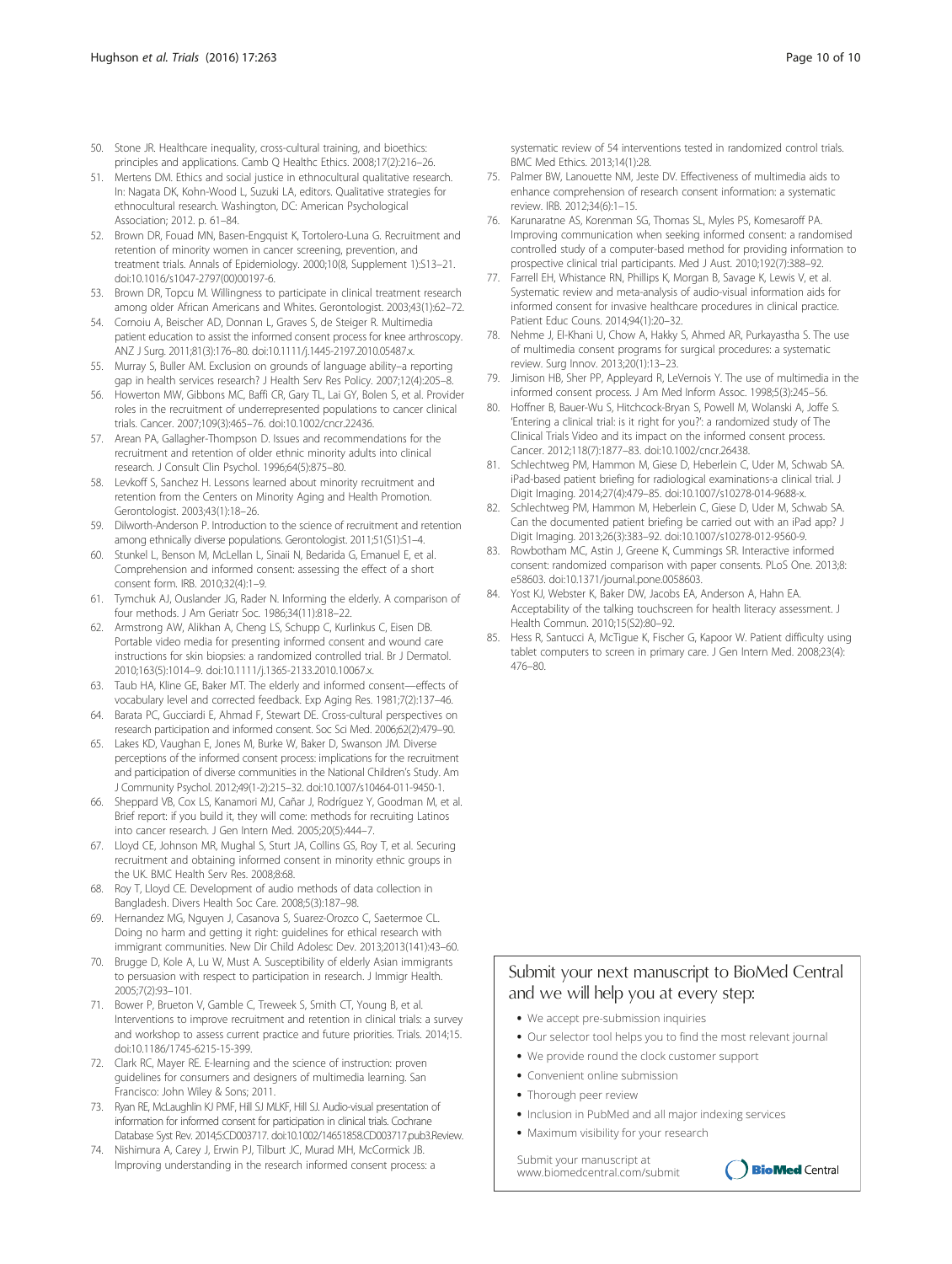50. Stone JR. Healthcare inequality, cross-cultural training, and bioethics: principles and applications. Camb Q Healthc Ethics. 2008;17(2):216–26.
51. Mertens DM. Ethics and social justice in ethnocultural qualitative research. In: Nagata DK, Kohn-Wood L, Suzuki LA, editors. Qualitative strategies for ethnocultural research. Washington, DC: American Psychological Association; 2012. p. 61–84.
52. Brown DR, Fouad MN, Basen-Engquist K, Tortolero-Luna G. Recruitment and retention of minority women in cancer screening, prevention, and treatment trials. Annals of Epidemiology. 2000;10(8, Supplement 1):S13–21. doi:10.1016/s1047-2797(00)00197-6.
53. Brown DR, Topcu M. Willingness to participate in clinical treatment research among older African Americans and Whites. Gerontologist. 2003;43(1):62–72.
54. Cornoiu A, Beischer AD, Donnan L, Graves S, de Steiger R. Multimedia patient education to assist the informed consent process for knee arthroscopy. ANZ J Surg. 2011;81(3):176–80. doi:10.1111/j.1445-2197.2010.05487.x.
55. Murray S, Buller AM. Exclusion on grounds of language ability–a reporting gap in health services research? J Health Serv Res Policy. 2007;12(4):205–8.
56. Howerton MW, Gibbons MC, Baffi CR, Gary TL, Lai GY, Bolen S, et al. Provider roles in the recruitment of underrepresented populations to cancer clinical trials. Cancer. 2007;109(3):465–76. doi:10.1002/cncr.22436.
57. Arean PA, Gallagher-Thompson D. Issues and recommendations for the recruitment and retention of older ethnic minority adults into clinical research. J Consult Clin Psychol. 1996;64(5):875–80.
58. Levkoff S, Sanchez H. Lessons learned about minority recruitment and retention from the Centers on Minority Aging and Health Promotion. Gerontologist. 2003;43(1):18–26.
59. Dilworth-Anderson P. Introduction to the science of recruitment and retention among ethnically diverse populations. Gerontologist. 2011;51(S1):S1–4.
60. Stunkel L, Benson M, McLellan L, Sinaii N, Bedarida G, Emanuel E, et al. Comprehension and informed consent: assessing the effect of a short consent form. IRB. 2010;32(4):1–9.
61. Tymchuk AJ, Ouslander JG, Rader N. Informing the elderly. A comparison of four methods. J Am Geriatr Soc. 1986;34(11):818–22.
62. Armstrong AW, Alikhan A, Cheng LS, Schupp C, Kurlinkus C, Eisen DB. Portable video media for presenting informed consent and wound care instructions for skin biopsies: a randomized controlled trial. Br J Dermatol. 2010;163(5):1014–9. doi:10.1111/j.1365-2133.2010.10067.x.
63. Taub HA, Kline GE, Baker MT. The elderly and informed consent—effects of vocabulary level and corrected feedback. Exp Aging Res. 1981;7(2):137–46.
64. Barata PC, Gucciardi E, Ahmad F, Stewart DE. Cross-cultural perspectives on research participation and informed consent. Soc Sci Med. 2006;62(2):479–90.
65. Lakes KD, Vaughan E, Jones M, Burke W, Baker D, Swanson JM. Diverse perceptions of the informed consent process: implications for the recruitment and participation of diverse communities in the National Children's Study. Am J Community Psychol. 2012;49(1-2):215–32. doi:10.1007/s10464-011-9450-1.
66. Sheppard VB, Cox LS, Kanamori MJ, Cañar J, Rodríguez Y, Goodman M, et al. Brief report: if you build it, they will come: methods for recruiting Latinos into cancer research. J Gen Intern Med. 2005;20(5):444–7.
67. Lloyd CE, Johnson MR, Mughal S, Sturt JA, Collins GS, Roy T, et al. Securing recruitment and obtaining informed consent in minority ethnic groups in the UK. BMC Health Serv Res. 2008;8:68.
68. Roy T, Lloyd CE. Development of audio methods of data collection in Bangladesh. Divers Health Soc Care. 2008;5(3):187–98.
69. Hernandez MG, Nguyen J, Casanova S, Suarez-Orozco C, Saetermoe CL. Doing no harm and getting it right: guidelines for ethical research with immigrant communities. New Dir Child Adolesc Dev. 2013;2013(141):43–60.
70. Brugge D, Kole A, Lu W, Must A. Susceptibility of elderly Asian immigrants to persuasion with respect to participation in research. J Immigr Health. 2005;7(2):93–101.
71. Bower P, Brueton V, Gamble C, Treweek S, Smith CT, Young B, et al. Interventions to improve recruitment and retention in clinical trials: a survey and workshop to assess current practice and future priorities. Trials. 2014;15. doi:10.1186/1745-6215-15-399.
72. Clark RC, Mayer RE. E-learning and the science of instruction: proven guidelines for consumers and designers of multimedia learning. San Francisco: John Wiley & Sons; 2011.
73. Ryan RE, McLaughlin KJ PMF, Hill SJ MLKF, Hill SJ. Audio-visual presentation of information for informed consent for participation in clinical trials. Cochrane Database Syst Rev. 2014;5:CD003717. doi:10.1002/14651858.CD003717.pub3.Review.
74. Nishimura A, Carey J, Erwin PJ, Tilburt JC, Murad MH, McCormick JB. Improving understanding in the research informed consent process: a systematic review of 54 interventions tested in randomized control trials. BMC Med Ethics. 2013;14(1):28.
75. Palmer BW, Lanouette NM, Jeste DV. Effectiveness of multimedia aids to enhance comprehension of research consent information: a systematic review. IRB. 2012;34(6):1–15.
76. Karunaratne AS, Korenman SG, Thomas SL, Myles PS, Komesaroff PA. Improving communication when seeking informed consent: a randomised controlled study of a computer-based method for providing information to prospective clinical trial participants. Med J Aust. 2010;192(7):388–92.
77. Farrell EH, Whistance RN, Phillips K, Morgan B, Savage K, Lewis V, et al. Systematic review and meta-analysis of audio-visual information aids for informed consent for invasive healthcare procedures in clinical practice. Patient Educ Couns. 2014;94(1):20–32.
78. Nehme J, El-Khani U, Chow A, Hakky S, Ahmed AR, Purkayastha S. The use of multimedia consent programs for surgical procedures: a systematic review. Surg Innov. 2013;20(1):13–23.
79. Jimison HB, Sher PP, Appleyard R, LeVernois Y. The use of multimedia in the informed consent process. J Am Med Inform Assoc. 1998;5(3):245–56.
80. Hoffner B, Bauer-Wu S, Hitchcock-Bryan S, Powell M, Wolanski A, Joffe S. 'Entering a clinical trial: is it right for you?': a randomized study of The Clinical Trials Video and its impact on the informed consent process. Cancer. 2012;118(7):1877–83. doi:10.1002/cncr.26438.
81. Schlechtweg PM, Hammon M, Giese D, Heberlein C, Uder M, Schwab SA. iPad-based patient briefing for radiological examinations-a clinical trial. J Digit Imaging. 2014;27(4):479–85. doi:10.1007/s10278-014-9688-x.
82. Schlechtweg PM, Hammon M, Heberlein C, Giese D, Uder M, Schwab SA. Can the documented patient briefing be carried out with an iPad app? J Digit Imaging. 2013;26(3):383–92. doi:10.1007/s10278-012-9560-9.
83. Rowbotham MC, Astin J, Greene K, Cummings SR. Interactive informed consent: randomized comparison with paper consents. PLoS One. 2013;8:e58603. doi:10.1371/journal.pone.0058603.
84. Yost KJ, Webster K, Baker DW, Jacobs EA, Anderson A, Hahn EA. Acceptability of the talking touchscreen for health literacy assessment. J Health Commun. 2010;15(S2):80–92.
85. Hess R, Santucci A, McTigue K, Fischer G, Kapoor W. Patient difficulty using tablet computers to screen in primary care. J Gen Intern Med. 2008;23(4):476–80.

Submit your next manuscript to BioMed Central and we will help you at every step:

- We accept pre-submission inquiries
- Our selector tool helps you to find the most relevant journal
- We provide round the clock customer support
- Convenient online submission
- Thorough peer review
- Inclusion in PubMed and all major indexing services
- Maximum visibility for your research

Submit your manuscript at www.biomedcentral.com/submit

BioMed Central